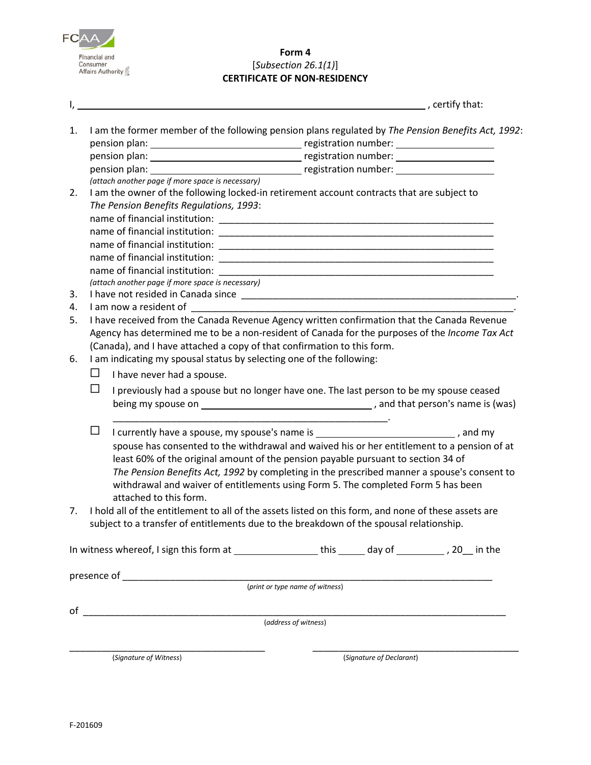FCAA Financial and Consumer Affairs Authority

**Form 4**
[*Subsection 26.1(1)*]
**CERTIFICATE OF NON-RESIDENCY**

I, ______________________________________________________________ , certify that:

1. I am the former member of the following pension plans regulated by *The Pension Benefits Act, 1992*:
   pension plan: ____________________________ registration number: ________________
   pension plan: ____________________________ registration number: ________________
   pension plan: ____________________________ registration number: ________________
   *(attach another page if more space is necessary)*
2. I am the owner of the following locked-in retirement account contracts that are subject to *The Pension Benefits Regulations, 1993*:
   name of financial institution: ___________________________________________________
   name of financial institution: ___________________________________________________
   name of financial institution: ___________________________________________________
   name of financial institution: ___________________________________________________
   name of financial institution: ___________________________________________________
   *(attach another page if more space is necessary)*
3. I have not resided in Canada since ___________________________________________________.
4. I am now a resident of ___________________________________________________________.
5. I have received from the Canada Revenue Agency written confirmation that the Canada Revenue Agency has determined me to be a non-resident of Canada for the purposes of the *Income Tax Act* (Canada), and I have attached a copy of that confirmation to this form.
6. I am indicating my spousal status by selecting one of the following:
   - ☐ I have never had a spouse.
   - ☐ I previously had a spouse but no longer have one. The last person to be my spouse ceased being my spouse on ______________________________ , and that person's name is (was) _________________________________________________.
   - ☐ I currently have a spouse, my spouse's name is ________________________ , and my spouse has consented to the withdrawal and waived his or her entitlement to a pension of at least 60% of the original amount of the pension payable pursuant to section 34 of *The Pension Benefits Act, 1992* by completing in the prescribed manner a spouse's consent to withdrawal and waiver of entitlements using Form 5. The completed Form 5 has been attached to this form.
7. I hold all of the entitlement to all of the assets listed on this form, and none of these assets are subject to a transfer of entitlements due to the breakdown of the spousal relationship.

In witness whereof, I sign this form at _______________ this _____ day of _________ , 20__ in the

presence of ____________________________________________________________________
(*print or type name of witness*)

of ___________________________________________________________________________
(*address of witness*)

_____________________________________ (*Signature of Witness*)

_____________________________________ (*Signature of Declarant*)

F-201609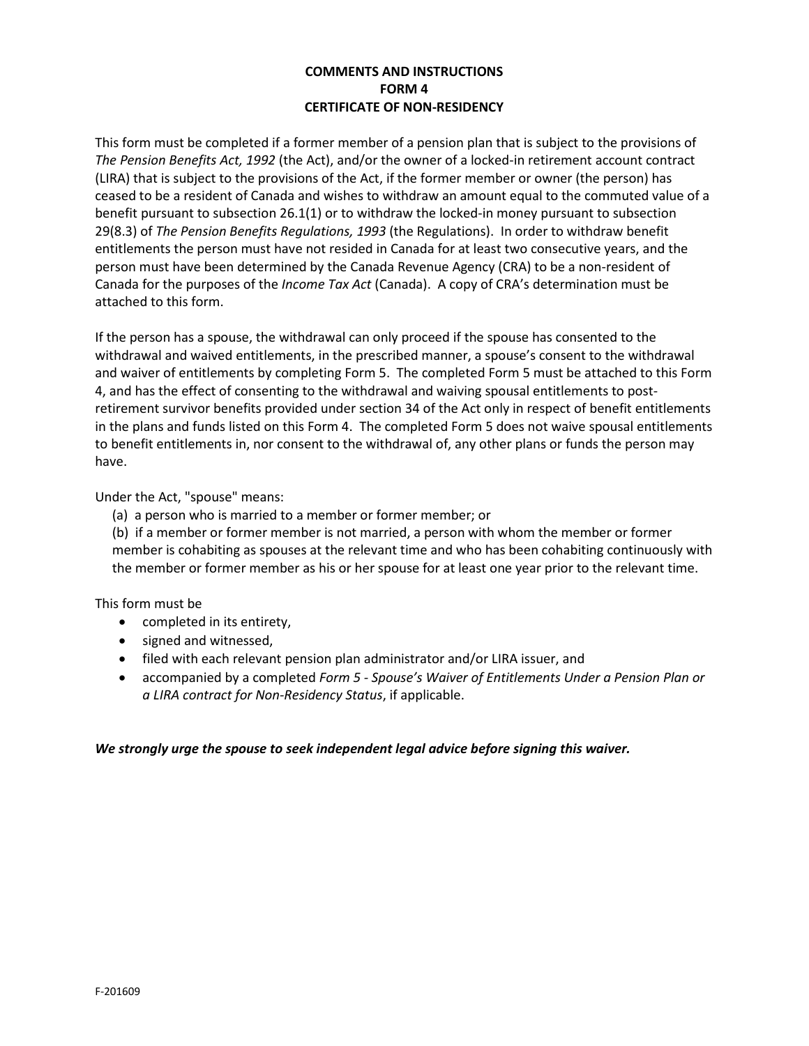# COMMENTS AND INSTRUCTIONS
# FORM 4
# CERTIFICATE OF NON-RESIDENCY

This form must be completed if a former member of a pension plan that is subject to the provisions of *The Pension Benefits Act, 1992* (the Act), and/or the owner of a locked-in retirement account contract (LIRA) that is subject to the provisions of the Act, if the former member or owner (the person) has ceased to be a resident of Canada and wishes to withdraw an amount equal to the commuted value of a benefit pursuant to subsection 26.1(1) or to withdraw the locked-in money pursuant to subsection 29(8.3) of *The Pension Benefits Regulations, 1993* (the Regulations). In order to withdraw benefit entitlements the person must have not resided in Canada for at least two consecutive years, and the person must have been determined by the Canada Revenue Agency (CRA) to be a non-resident of Canada for the purposes of the *Income Tax Act* (Canada). A copy of CRA's determination must be attached to this form.

If the person has a spouse, the withdrawal can only proceed if the spouse has consented to the withdrawal and waived entitlements, in the prescribed manner, a spouse's consent to the withdrawal and waiver of entitlements by completing Form 5. The completed Form 5 must be attached to this Form 4, and has the effect of consenting to the withdrawal and waiving spousal entitlements to post-retirement survivor benefits provided under section 34 of the Act only in respect of benefit entitlements in the plans and funds listed on this Form 4. The completed Form 5 does not waive spousal entitlements to benefit entitlements in, nor consent to the withdrawal of, any other plans or funds the person may have.

Under the Act, "spouse" means:

(a) a person who is married to a member or former member; or

(b) if a member or former member is not married, a person with whom the member or former member is cohabiting as spouses at the relevant time and who has been cohabiting continuously with the member or former member as his or her spouse for at least one year prior to the relevant time.

This form must be

- completed in its entirety,
- signed and witnessed,
- filed with each relevant pension plan administrator and/or LIRA issuer, and
- accompanied by a completed *Form 5 - Spouse's Waiver of Entitlements Under a Pension Plan or a LIRA contract for Non-Residency Status*, if applicable.

***We strongly urge the spouse to seek independent legal advice before signing this waiver.***

F-201609